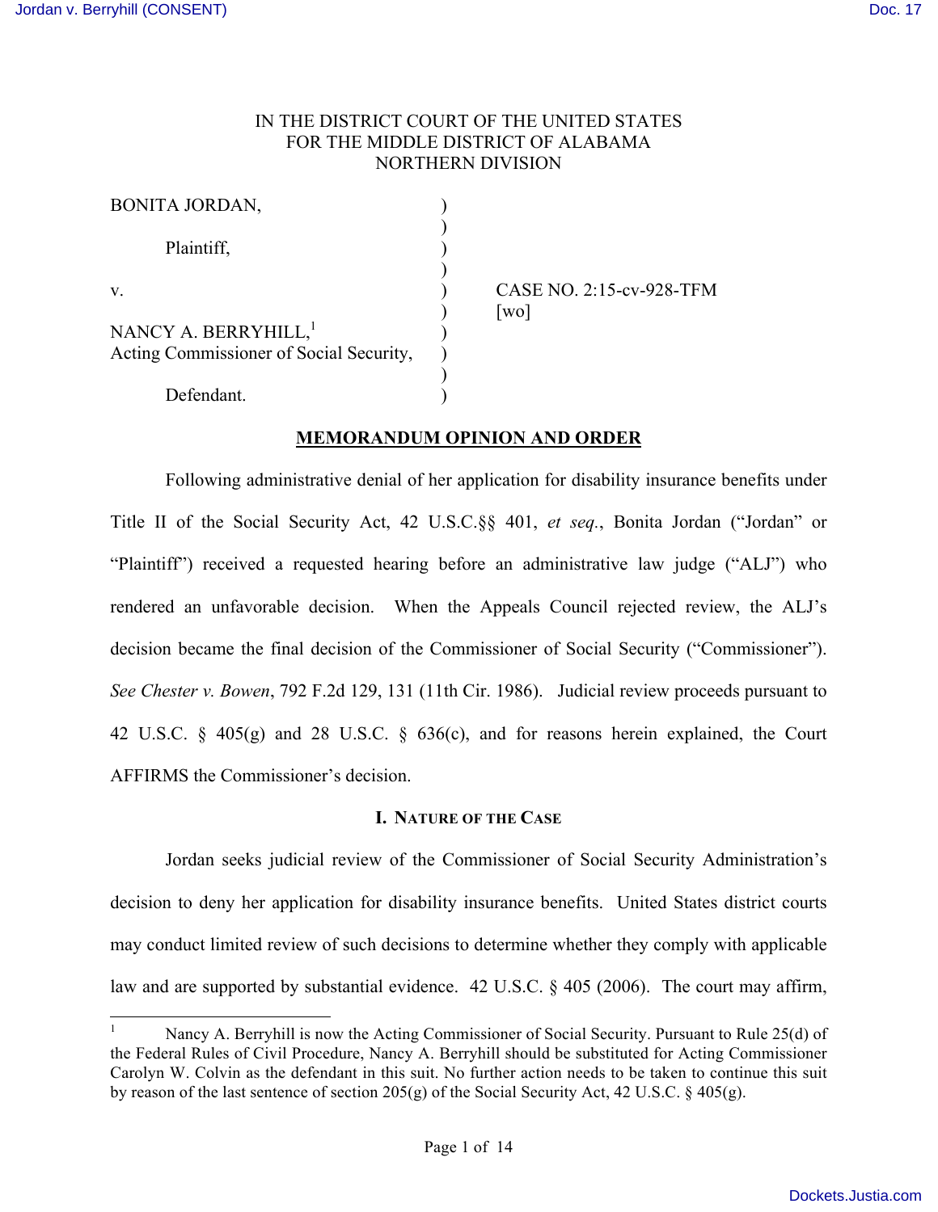IN THE DISTRICT COURT OF THE UNITED STATES
FOR THE MIDDLE DISTRICT OF ALABAMA
NORTHERN DIVISION

| | | |
|---|---|---|
| BONITA JORDAN, | ) | |
| | ) | |
| Plaintiff, | ) | |
| | ) | |
| v. | ) | CASE NO. 2:15-cv-928-TFM |
| | ) | [wo] |
| NANCY A. BERRYHILL,[1] | ) | |
| Acting Commissioner of Social Security, | ) | |
| | ) | |
| Defendant. | ) | |

## MEMORANDUM OPINION AND ORDER

Following administrative denial of her application for disability insurance benefits under Title II of the Social Security Act, 42 U.S.C.§§ 401, *et seq.*, Bonita Jordan ("Jordan" or "Plaintiff") received a requested hearing before an administrative law judge ("ALJ") who rendered an unfavorable decision. When the Appeals Council rejected review, the ALJ's decision became the final decision of the Commissioner of Social Security ("Commissioner"). *See Chester v. Bowen*, 792 F.2d 129, 131 (11th Cir. 1986). Judicial review proceeds pursuant to 42 U.S.C. § 405(g) and 28 U.S.C. § 636(c), and for reasons herein explained, the Court AFFIRMS the Commissioner's decision.

### I. NATURE OF THE CASE

Jordan seeks judicial review of the Commissioner of Social Security Administration's decision to deny her application for disability insurance benefits. United States district courts may conduct limited review of such decisions to determine whether they comply with applicable law and are supported by substantial evidence. 42 U.S.C. § 405 (2006). The court may affirm,

---

[1] Nancy A. Berryhill is now the Acting Commissioner of Social Security. Pursuant to Rule 25(d) of the Federal Rules of Civil Procedure, Nancy A. Berryhill should be substituted for Acting Commissioner Carolyn W. Colvin as the defendant in this suit. No further action needs to be taken to continue this suit by reason of the last sentence of section 205(g) of the Social Security Act, 42 U.S.C. § 405(g).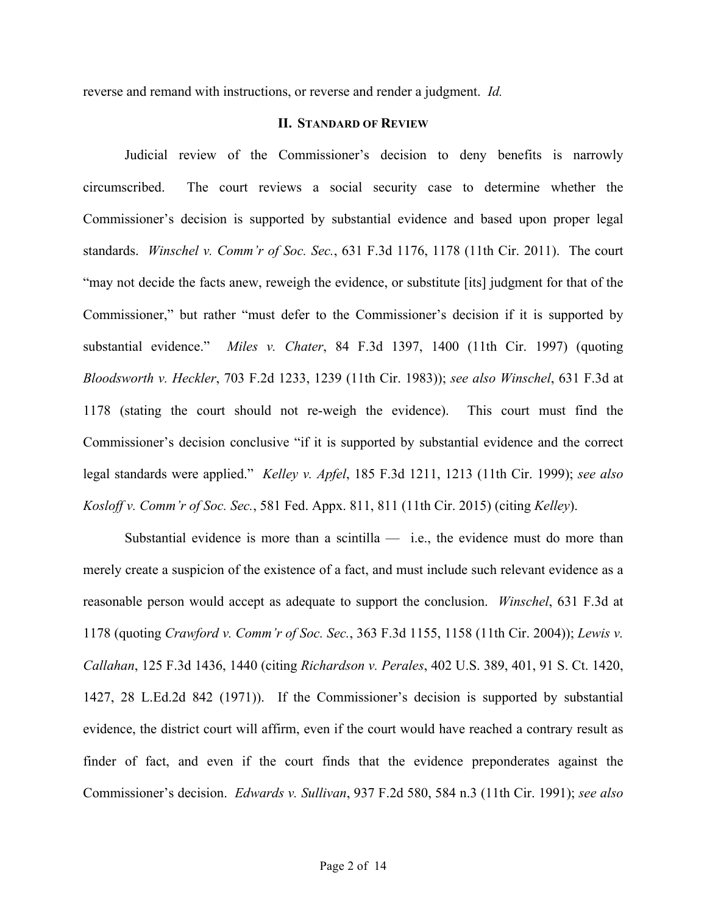reverse and remand with instructions, or reverse and render a judgment. *Id.*

## II. Standard of Review

Judicial review of the Commissioner's decision to deny benefits is narrowly circumscribed. The court reviews a social security case to determine whether the Commissioner's decision is supported by substantial evidence and based upon proper legal standards. *Winschel v. Comm'r of Soc. Sec.*, 631 F.3d 1176, 1178 (11th Cir. 2011). The court "may not decide the facts anew, reweigh the evidence, or substitute [its] judgment for that of the Commissioner," but rather "must defer to the Commissioner's decision if it is supported by substantial evidence." *Miles v. Chater*, 84 F.3d 1397, 1400 (11th Cir. 1997) (quoting *Bloodsworth v. Heckler*, 703 F.2d 1233, 1239 (11th Cir. 1983)); *see also Winschel*, 631 F.3d at 1178 (stating the court should not re-weigh the evidence). This court must find the Commissioner's decision conclusive "if it is supported by substantial evidence and the correct legal standards were applied." *Kelley v. Apfel*, 185 F.3d 1211, 1213 (11th Cir. 1999); *see also Kosloff v. Comm'r of Soc. Sec.*, 581 Fed. Appx. 811, 811 (11th Cir. 2015) (citing *Kelley*).

Substantial evidence is more than a scintilla — i.e., the evidence must do more than merely create a suspicion of the existence of a fact, and must include such relevant evidence as a reasonable person would accept as adequate to support the conclusion. *Winschel*, 631 F.3d at 1178 (quoting *Crawford v. Comm'r of Soc. Sec.*, 363 F.3d 1155, 1158 (11th Cir. 2004)); *Lewis v. Callahan*, 125 F.3d 1436, 1440 (citing *Richardson v. Perales*, 402 U.S. 389, 401, 91 S. Ct. 1420, 1427, 28 L.Ed.2d 842 (1971)). If the Commissioner's decision is supported by substantial evidence, the district court will affirm, even if the court would have reached a contrary result as finder of fact, and even if the court finds that the evidence preponderates against the Commissioner's decision. *Edwards v. Sullivan*, 937 F.2d 580, 584 n.3 (11th Cir. 1991); *see also*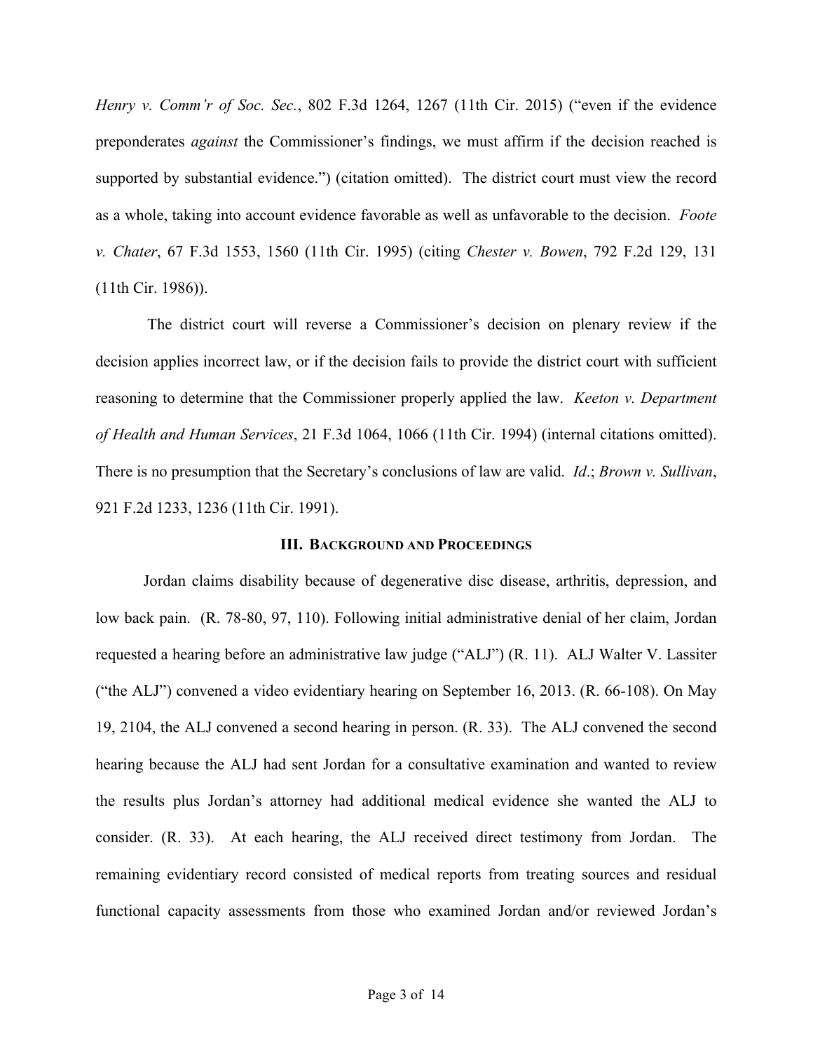*Henry v. Comm'r of Soc. Sec.*, 802 F.3d 1264, 1267 (11th Cir. 2015) ("even if the evidence preponderates *against* the Commissioner's findings, we must affirm if the decision reached is supported by substantial evidence.") (citation omitted). The district court must view the record as a whole, taking into account evidence favorable as well as unfavorable to the decision. *Foote v. Chater*, 67 F.3d 1553, 1560 (11th Cir. 1995) (citing *Chester v. Bowen*, 792 F.2d 129, 131 (11th Cir. 1986)).

The district court will reverse a Commissioner's decision on plenary review if the decision applies incorrect law, or if the decision fails to provide the district court with sufficient reasoning to determine that the Commissioner properly applied the law. *Keeton v. Department of Health and Human Services*, 21 F.3d 1064, 1066 (11th Cir. 1994) (internal citations omitted). There is no presumption that the Secretary's conclusions of law are valid. *Id*.; *Brown v. Sullivan*, 921 F.2d 1233, 1236 (11th Cir. 1991).

## III. Background and Proceedings

Jordan claims disability because of degenerative disc disease, arthritis, depression, and low back pain. (R. 78-80, 97, 110). Following initial administrative denial of her claim, Jordan requested a hearing before an administrative law judge ("ALJ") (R. 11). ALJ Walter V. Lassiter ("the ALJ") convened a video evidentiary hearing on September 16, 2013. (R. 66-108). On May 19, 2104, the ALJ convened a second hearing in person. (R. 33). The ALJ convened the second hearing because the ALJ had sent Jordan for a consultative examination and wanted to review the results plus Jordan's attorney had additional medical evidence she wanted the ALJ to consider. (R. 33). At each hearing, the ALJ received direct testimony from Jordan. The remaining evidentiary record consisted of medical reports from treating sources and residual functional capacity assessments from those who examined Jordan and/or reviewed Jordan's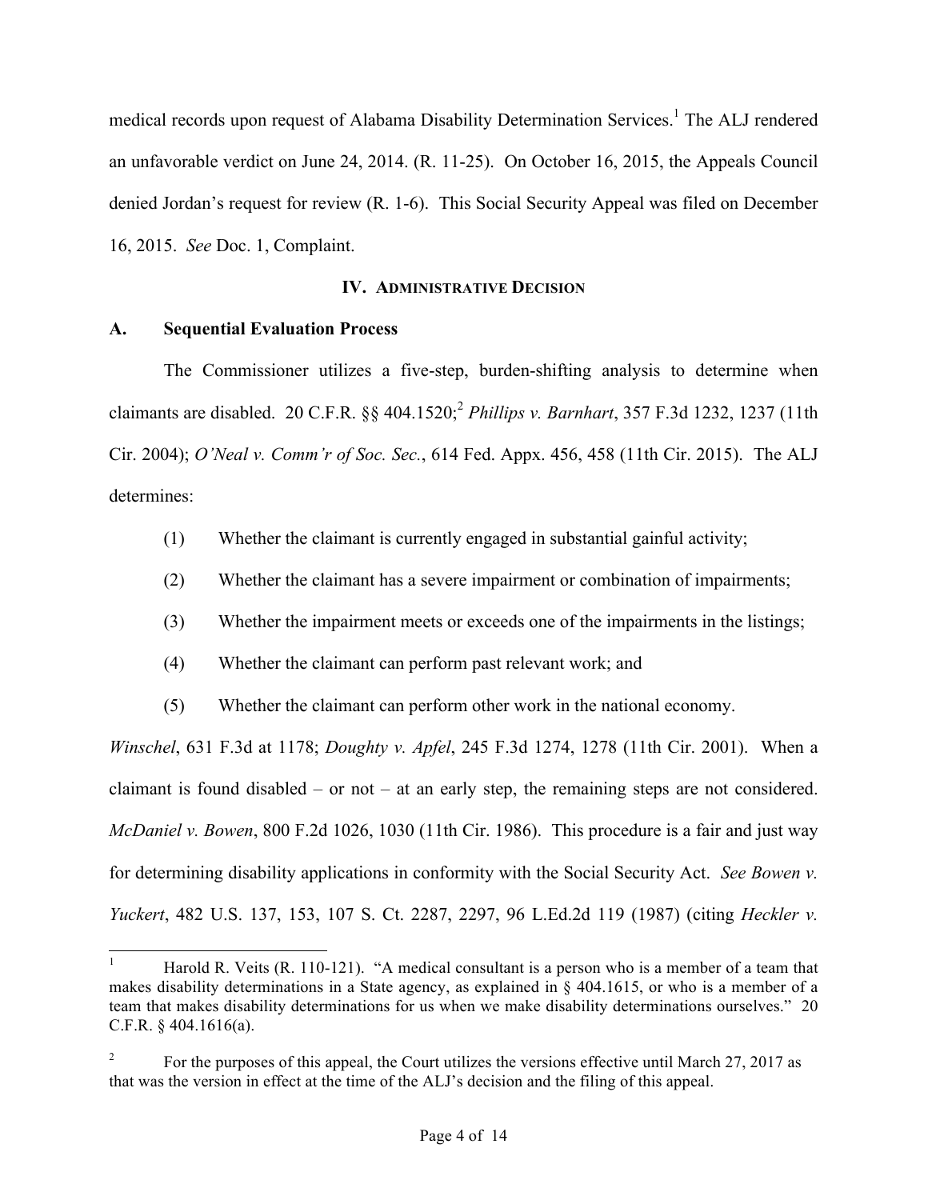medical records upon request of Alabama Disability Determination Services.[1] The ALJ rendered an unfavorable verdict on June 24, 2014. (R. 11-25). On October 16, 2015, the Appeals Council denied Jordan's request for review (R. 1-6). This Social Security Appeal was filed on December 16, 2015. *See* Doc. 1, Complaint.

## IV. Administrative Decision

### A. Sequential Evaluation Process

The Commissioner utilizes a five-step, burden-shifting analysis to determine when claimants are disabled. 20 C.F.R. §§ 404.1520;[2] *Phillips v. Barnhart*, 357 F.3d 1232, 1237 (11th Cir. 2004); *O'Neal v. Comm'r of Soc. Sec.*, 614 Fed. Appx. 456, 458 (11th Cir. 2015). The ALJ determines:

(1) Whether the claimant is currently engaged in substantial gainful activity;

(2) Whether the claimant has a severe impairment or combination of impairments;

(3) Whether the impairment meets or exceeds one of the impairments in the listings;

(4) Whether the claimant can perform past relevant work; and

(5) Whether the claimant can perform other work in the national economy.

*Winschel*, 631 F.3d at 1178; *Doughty v. Apfel*, 245 F.3d 1274, 1278 (11th Cir. 2001). When a claimant is found disabled – or not – at an early step, the remaining steps are not considered. *McDaniel v. Bowen*, 800 F.2d 1026, 1030 (11th Cir. 1986). This procedure is a fair and just way for determining disability applications in conformity with the Social Security Act. *See Bowen v. Yuckert*, 482 U.S. 137, 153, 107 S. Ct. 2287, 2297, 96 L.Ed.2d 119 (1987) (citing *Heckler v.*

---

[1] Harold R. Veits (R. 110-121). "A medical consultant is a person who is a member of a team that makes disability determinations in a State agency, as explained in § 404.1615, or who is a member of a team that makes disability determinations for us when we make disability determinations ourselves." 20 C.F.R. § 404.1616(a).

[2] For the purposes of this appeal, the Court utilizes the versions effective until March 27, 2017 as that was the version in effect at the time of the ALJ's decision and the filing of this appeal.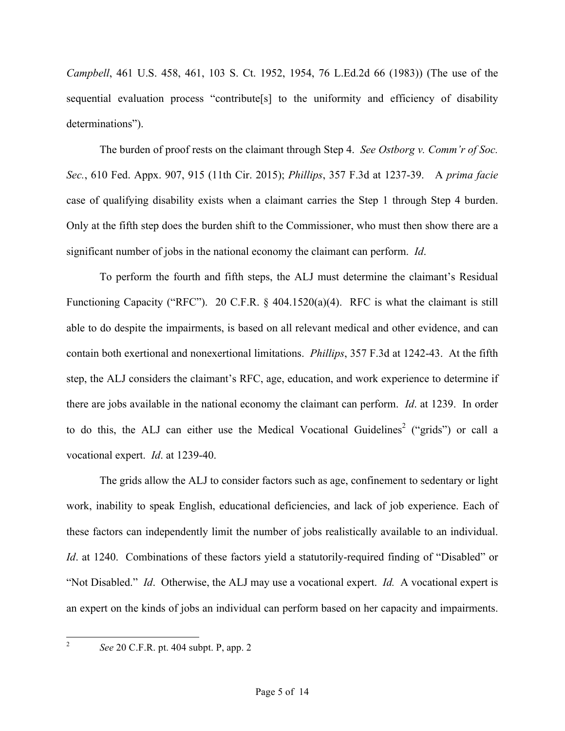*Campbell*, 461 U.S. 458, 461, 103 S. Ct. 1952, 1954, 76 L.Ed.2d 66 (1983)) (The use of the sequential evaluation process "contribute[s] to the uniformity and efficiency of disability determinations").

The burden of proof rests on the claimant through Step 4. *See Ostborg v. Comm'r of Soc. Sec.*, 610 Fed. Appx. 907, 915 (11th Cir. 2015); *Phillips*, 357 F.3d at 1237-39. A *prima facie* case of qualifying disability exists when a claimant carries the Step 1 through Step 4 burden. Only at the fifth step does the burden shift to the Commissioner, who must then show there are a significant number of jobs in the national economy the claimant can perform. *Id*.

To perform the fourth and fifth steps, the ALJ must determine the claimant's Residual Functioning Capacity ("RFC"). 20 C.F.R. § 404.1520(a)(4). RFC is what the claimant is still able to do despite the impairments, is based on all relevant medical and other evidence, and can contain both exertional and nonexertional limitations. *Phillips*, 357 F.3d at 1242-43. At the fifth step, the ALJ considers the claimant's RFC, age, education, and work experience to determine if there are jobs available in the national economy the claimant can perform. *Id*. at 1239. In order to do this, the ALJ can either use the Medical Vocational Guidelines[2] ("grids") or call a vocational expert. *Id*. at 1239-40.

The grids allow the ALJ to consider factors such as age, confinement to sedentary or light work, inability to speak English, educational deficiencies, and lack of job experience. Each of these factors can independently limit the number of jobs realistically available to an individual. *Id*. at 1240. Combinations of these factors yield a statutorily-required finding of "Disabled" or "Not Disabled." *Id*. Otherwise, the ALJ may use a vocational expert. *Id.* A vocational expert is an expert on the kinds of jobs an individual can perform based on her capacity and impairments.

---

[2] *See* 20 C.F.R. pt. 404 subpt. P, app. 2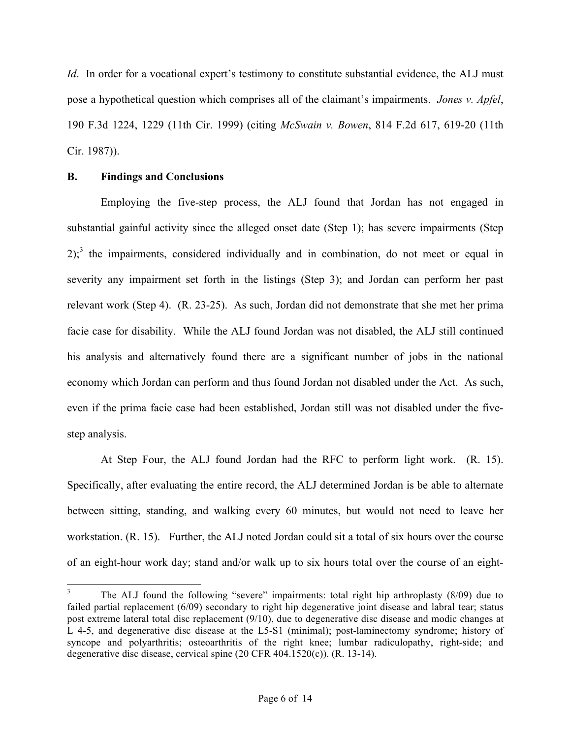*Id*. In order for a vocational expert's testimony to constitute substantial evidence, the ALJ must pose a hypothetical question which comprises all of the claimant's impairments. *Jones v. Apfel*, 190 F.3d 1224, 1229 (11th Cir. 1999) (citing *McSwain v. Bowen*, 814 F.2d 617, 619-20 (11th Cir. 1987)).

**B. Findings and Conclusions**

Employing the five-step process, the ALJ found that Jordan has not engaged in substantial gainful activity since the alleged onset date (Step 1); has severe impairments (Step 2);[3] the impairments, considered individually and in combination, do not meet or equal in severity any impairment set forth in the listings (Step 3); and Jordan can perform her past relevant work (Step 4). (R. 23-25). As such, Jordan did not demonstrate that she met her prima facie case for disability. While the ALJ found Jordan was not disabled, the ALJ still continued his analysis and alternatively found there are a significant number of jobs in the national economy which Jordan can perform and thus found Jordan not disabled under the Act. As such, even if the prima facie case had been established, Jordan still was not disabled under the five-step analysis.

At Step Four, the ALJ found Jordan had the RFC to perform light work. (R. 15). Specifically, after evaluating the entire record, the ALJ determined Jordan is be able to alternate between sitting, standing, and walking every 60 minutes, but would not need to leave her workstation. (R. 15). Further, the ALJ noted Jordan could sit a total of six hours over the course of an eight-hour work day; stand and/or walk up to six hours total over the course of an eight-

[3] The ALJ found the following "severe" impairments: total right hip arthroplasty (8/09) due to failed partial replacement (6/09) secondary to right hip degenerative joint disease and labral tear; status post extreme lateral total disc replacement (9/10), due to degenerative disc disease and modic changes at L 4-5, and degenerative disc disease at the L5-S1 (minimal); post-laminectomy syndrome; history of syncope and polyarthritis; osteoarthritis of the right knee; lumbar radiculopathy, right-side; and degenerative disc disease, cervical spine (20 CFR 404.1520(c)). (R. 13-14).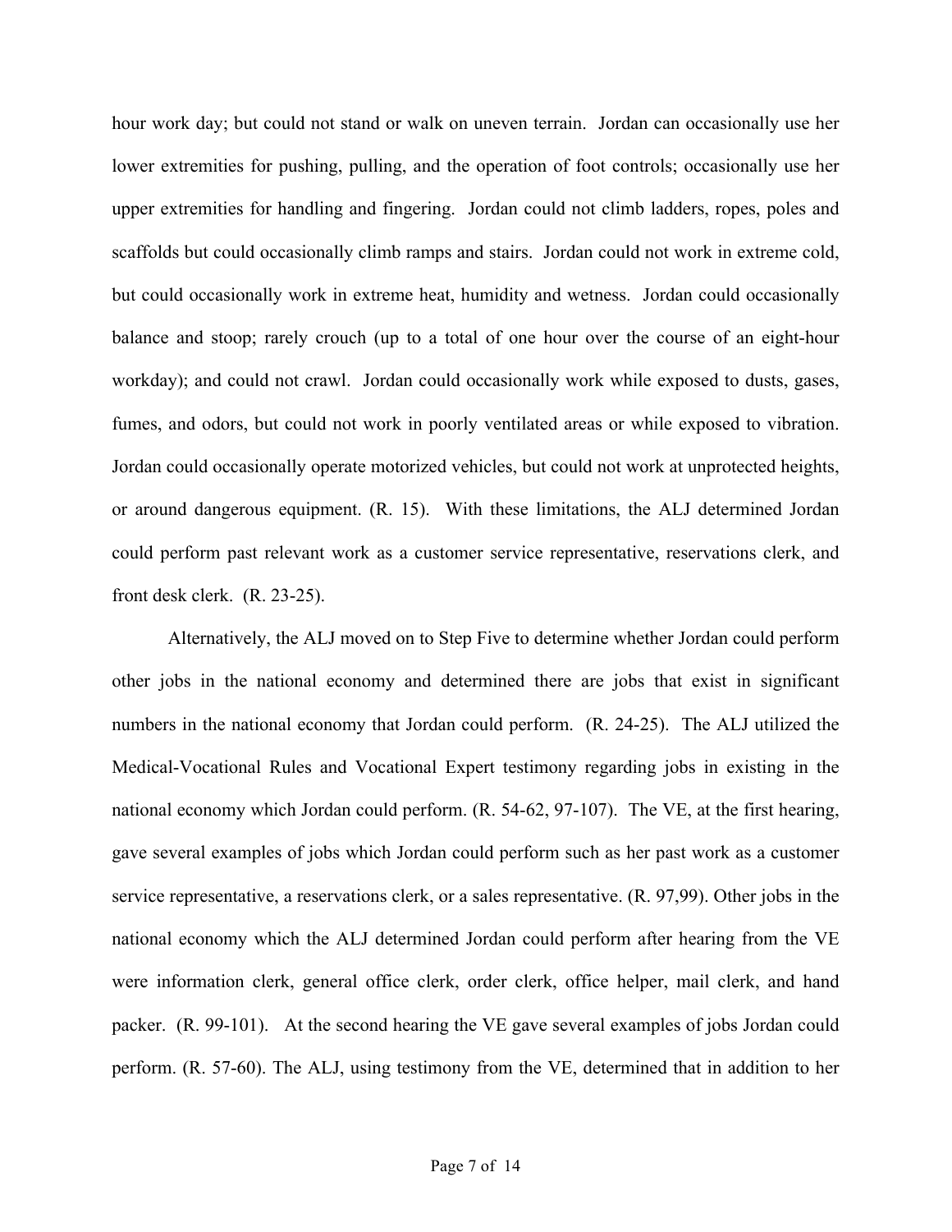hour work day; but could not stand or walk on uneven terrain. Jordan can occasionally use her lower extremities for pushing, pulling, and the operation of foot controls; occasionally use her upper extremities for handling and fingering. Jordan could not climb ladders, ropes, poles and scaffolds but could occasionally climb ramps and stairs. Jordan could not work in extreme cold, but could occasionally work in extreme heat, humidity and wetness. Jordan could occasionally balance and stoop; rarely crouch (up to a total of one hour over the course of an eight-hour workday); and could not crawl. Jordan could occasionally work while exposed to dusts, gases, fumes, and odors, but could not work in poorly ventilated areas or while exposed to vibration. Jordan could occasionally operate motorized vehicles, but could not work at unprotected heights, or around dangerous equipment. (R. 15). With these limitations, the ALJ determined Jordan could perform past relevant work as a customer service representative, reservations clerk, and front desk clerk. (R. 23-25).

Alternatively, the ALJ moved on to Step Five to determine whether Jordan could perform other jobs in the national economy and determined there are jobs that exist in significant numbers in the national economy that Jordan could perform. (R. 24-25). The ALJ utilized the Medical-Vocational Rules and Vocational Expert testimony regarding jobs in existing in the national economy which Jordan could perform. (R. 54-62, 97-107). The VE, at the first hearing, gave several examples of jobs which Jordan could perform such as her past work as a customer service representative, a reservations clerk, or a sales representative. (R. 97,99). Other jobs in the national economy which the ALJ determined Jordan could perform after hearing from the VE were information clerk, general office clerk, order clerk, office helper, mail clerk, and hand packer. (R. 99-101). At the second hearing the VE gave several examples of jobs Jordan could perform. (R. 57-60). The ALJ, using testimony from the VE, determined that in addition to her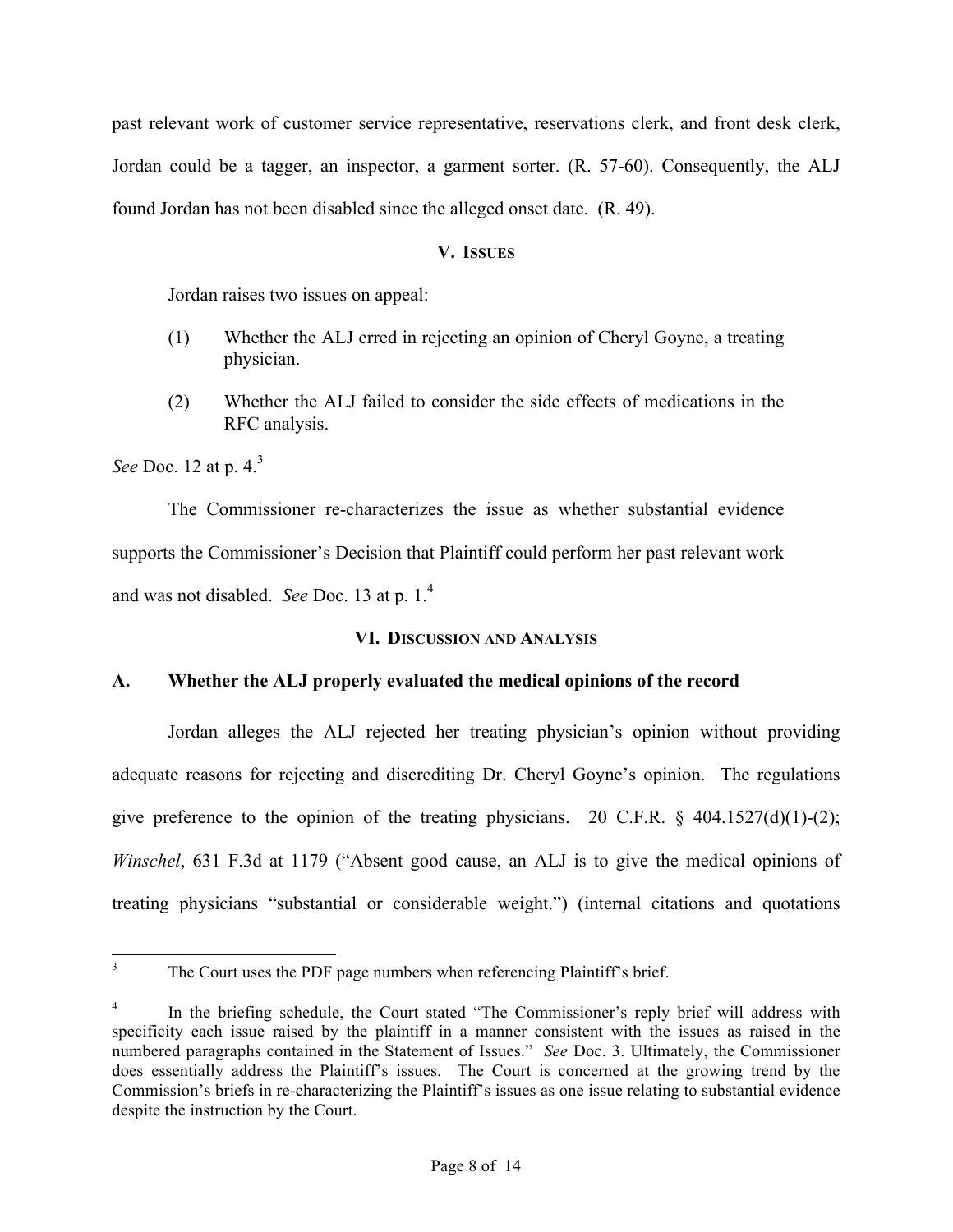past relevant work of customer service representative, reservations clerk, and front desk clerk, Jordan could be a tagger, an inspector, a garment sorter. (R. 57-60). Consequently, the ALJ found Jordan has not been disabled since the alleged onset date. (R. 49).

## V. Issues

Jordan raises two issues on appeal:

(1) Whether the ALJ erred in rejecting an opinion of Cheryl Goyne, a treating physician.

(2) Whether the ALJ failed to consider the side effects of medications in the RFC analysis.

*See* Doc. 12 at p. 4.[3]

The Commissioner re-characterizes the issue as whether substantial evidence supports the Commissioner's Decision that Plaintiff could perform her past relevant work and was not disabled. *See* Doc. 13 at p. 1.[4]

## VI. Discussion and Analysis

### A. Whether the ALJ properly evaluated the medical opinions of the record

Jordan alleges the ALJ rejected her treating physician's opinion without providing adequate reasons for rejecting and discrediting Dr. Cheryl Goyne's opinion. The regulations give preference to the opinion of the treating physicians. 20 C.F.R. § 404.1527(d)(1)-(2); *Winschel*, 631 F.3d at 1179 ("Absent good cause, an ALJ is to give the medical opinions of treating physicians "substantial or considerable weight.") (internal citations and quotations

---

[3] The Court uses the PDF page numbers when referencing Plaintiff's brief.

[4] In the briefing schedule, the Court stated "The Commissioner's reply brief will address with specificity each issue raised by the plaintiff in a manner consistent with the issues as raised in the numbered paragraphs contained in the Statement of Issues." *See* Doc. 3. Ultimately, the Commissioner does essentially address the Plaintiff's issues. The Court is concerned at the growing trend by the Commission's briefs in re-characterizing the Plaintiff's issues as one issue relating to substantial evidence despite the instruction by the Court.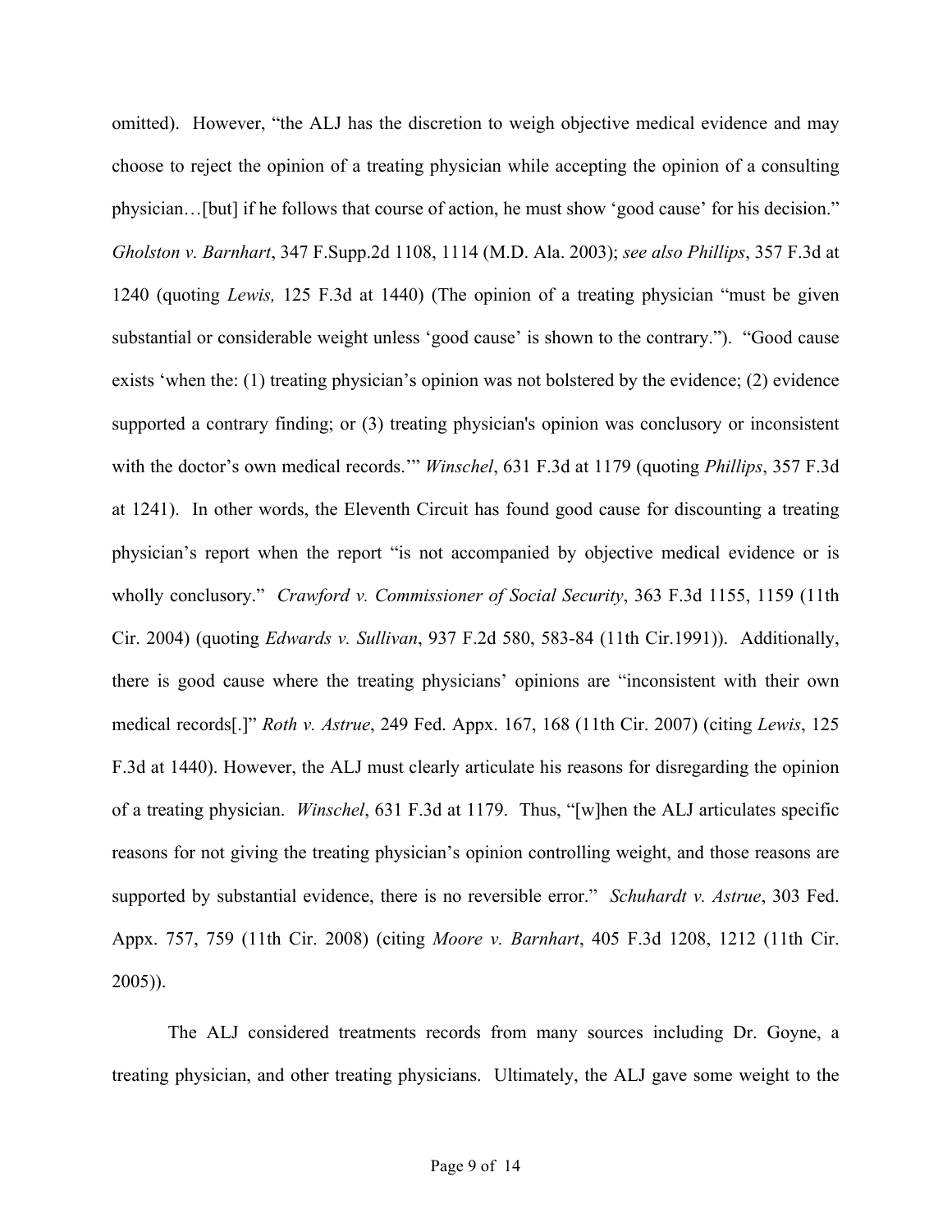omitted). However, "the ALJ has the discretion to weigh objective medical evidence and may choose to reject the opinion of a treating physician while accepting the opinion of a consulting physician…[but] if he follows that course of action, he must show 'good cause' for his decision." *Gholston v. Barnhart*, 347 F.Supp.2d 1108, 1114 (M.D. Ala. 2003); *see also Phillips*, 357 F.3d at 1240 (quoting *Lewis,* 125 F.3d at 1440) (The opinion of a treating physician "must be given substantial or considerable weight unless 'good cause' is shown to the contrary."). "Good cause exists 'when the: (1) treating physician's opinion was not bolstered by the evidence; (2) evidence supported a contrary finding; or (3) treating physician's opinion was conclusory or inconsistent with the doctor's own medical records.'" *Winschel*, 631 F.3d at 1179 (quoting *Phillips*, 357 F.3d at 1241). In other words, the Eleventh Circuit has found good cause for discounting a treating physician's report when the report "is not accompanied by objective medical evidence or is wholly conclusory." *Crawford v. Commissioner of Social Security*, 363 F.3d 1155, 1159 (11th Cir. 2004) (quoting *Edwards v. Sullivan*, 937 F.2d 580, 583-84 (11th Cir.1991)). Additionally, there is good cause where the treating physicians' opinions are "inconsistent with their own medical records[.]" *Roth v. Astrue*, 249 Fed. Appx. 167, 168 (11th Cir. 2007) (citing *Lewis*, 125 F.3d at 1440). However, the ALJ must clearly articulate his reasons for disregarding the opinion of a treating physician. *Winschel*, 631 F.3d at 1179. Thus, "[w]hen the ALJ articulates specific reasons for not giving the treating physician's opinion controlling weight, and those reasons are supported by substantial evidence, there is no reversible error." *Schuhardt v. Astrue*, 303 Fed. Appx. 757, 759 (11th Cir. 2008) (citing *Moore v. Barnhart*, 405 F.3d 1208, 1212 (11th Cir. 2005)).

The ALJ considered treatments records from many sources including Dr. Goyne, a treating physician, and other treating physicians. Ultimately, the ALJ gave some weight to the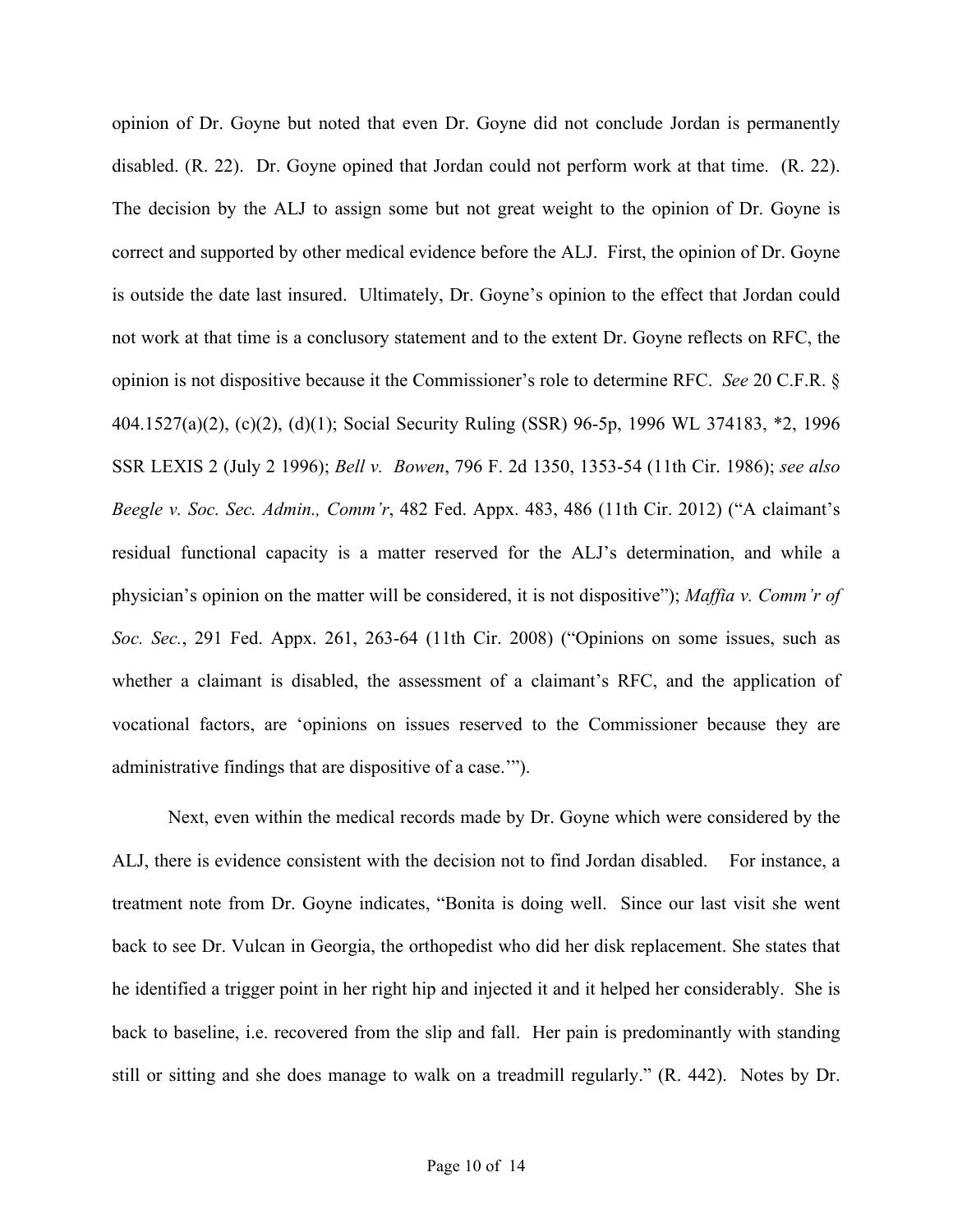opinion of Dr. Goyne but noted that even Dr. Goyne did not conclude Jordan is permanently disabled. (R. 22). Dr. Goyne opined that Jordan could not perform work at that time. (R. 22). The decision by the ALJ to assign some but not great weight to the opinion of Dr. Goyne is correct and supported by other medical evidence before the ALJ. First, the opinion of Dr. Goyne is outside the date last insured. Ultimately, Dr. Goyne's opinion to the effect that Jordan could not work at that time is a conclusory statement and to the extent Dr. Goyne reflects on RFC, the opinion is not dispositive because it the Commissioner's role to determine RFC. *See* 20 C.F.R. § 404.1527(a)(2), (c)(2), (d)(1); Social Security Ruling (SSR) 96-5p, 1996 WL 374183, *2, 1996 SSR LEXIS 2 (July 2 1996); *Bell v. Bowen*, 796 F. 2d 1350, 1353-54 (11th Cir. 1986); *see also Beegle v. Soc. Sec. Admin., Comm'r*, 482 Fed. Appx. 483, 486 (11th Cir. 2012) ("A claimant's residual functional capacity is a matter reserved for the ALJ's determination, and while a physician's opinion on the matter will be considered, it is not dispositive"); *Maffia v. Comm'r of Soc. Sec.*, 291 Fed. Appx. 261, 263-64 (11th Cir. 2008) ("Opinions on some issues, such as whether a claimant is disabled, the assessment of a claimant's RFC, and the application of vocational factors, are 'opinions on issues reserved to the Commissioner because they are administrative findings that are dispositive of a case.'").

Next, even within the medical records made by Dr. Goyne which were considered by the ALJ, there is evidence consistent with the decision not to find Jordan disabled. For instance, a treatment note from Dr. Goyne indicates, "Bonita is doing well. Since our last visit she went back to see Dr. Vulcan in Georgia, the orthopedist who did her disk replacement. She states that he identified a trigger point in her right hip and injected it and it helped her considerably. She is back to baseline, i.e. recovered from the slip and fall. Her pain is predominantly with standing still or sitting and she does manage to walk on a treadmill regularly." (R. 442). Notes by Dr.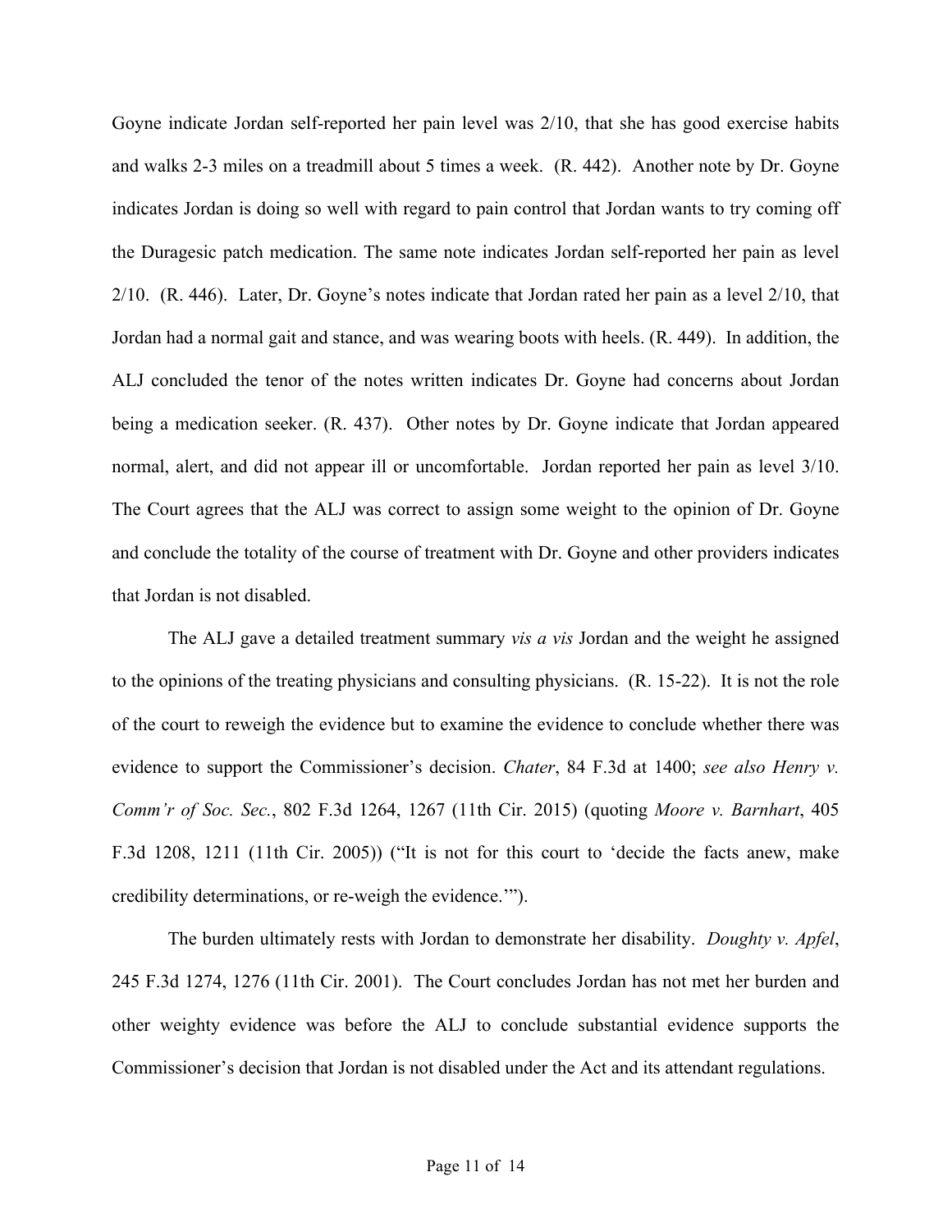Goyne indicate Jordan self-reported her pain level was 2/10, that she has good exercise habits and walks 2-3 miles on a treadmill about 5 times a week. (R. 442). Another note by Dr. Goyne indicates Jordan is doing so well with regard to pain control that Jordan wants to try coming off the Duragesic patch medication. The same note indicates Jordan self-reported her pain as level 2/10. (R. 446). Later, Dr. Goyne's notes indicate that Jordan rated her pain as a level 2/10, that Jordan had a normal gait and stance, and was wearing boots with heels. (R. 449). In addition, the ALJ concluded the tenor of the notes written indicates Dr. Goyne had concerns about Jordan being a medication seeker. (R. 437). Other notes by Dr. Goyne indicate that Jordan appeared normal, alert, and did not appear ill or uncomfortable. Jordan reported her pain as level 3/10. The Court agrees that the ALJ was correct to assign some weight to the opinion of Dr. Goyne and conclude the totality of the course of treatment with Dr. Goyne and other providers indicates that Jordan is not disabled.

The ALJ gave a detailed treatment summary *vis a vis* Jordan and the weight he assigned to the opinions of the treating physicians and consulting physicians. (R. 15-22). It is not the role of the court to reweigh the evidence but to examine the evidence to conclude whether there was evidence to support the Commissioner's decision. *Chater*, 84 F.3d at 1400; *see also Henry v. Comm'r of Soc. Sec.*, 802 F.3d 1264, 1267 (11th Cir. 2015) (quoting *Moore v. Barnhart*, 405 F.3d 1208, 1211 (11th Cir. 2005)) ("It is not for this court to 'decide the facts anew, make credibility determinations, or re-weigh the evidence.'").

The burden ultimately rests with Jordan to demonstrate her disability. *Doughty v. Apfel*, 245 F.3d 1274, 1276 (11th Cir. 2001). The Court concludes Jordan has not met her burden and other weighty evidence was before the ALJ to conclude substantial evidence supports the Commissioner's decision that Jordan is not disabled under the Act and its attendant regulations.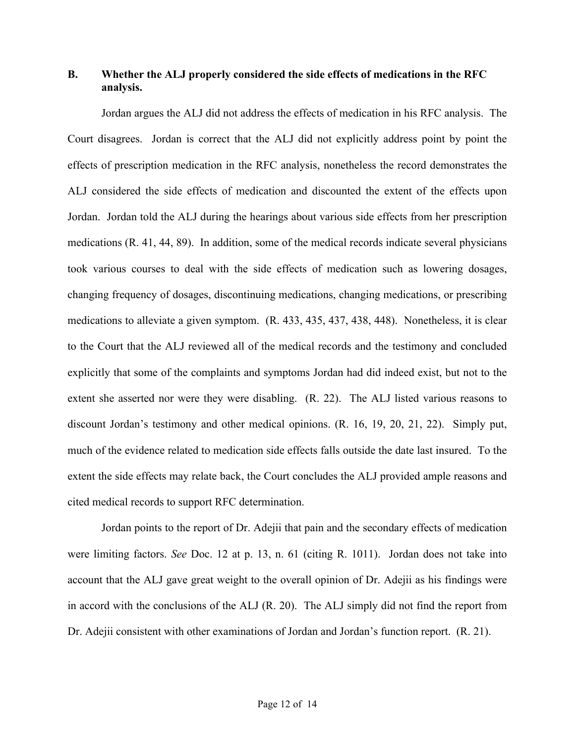### B. Whether the ALJ properly considered the side effects of medications in the RFC analysis.

Jordan argues the ALJ did not address the effects of medication in his RFC analysis. The Court disagrees. Jordan is correct that the ALJ did not explicitly address point by point the effects of prescription medication in the RFC analysis, nonetheless the record demonstrates the ALJ considered the side effects of medication and discounted the extent of the effects upon Jordan. Jordan told the ALJ during the hearings about various side effects from her prescription medications (R. 41, 44, 89). In addition, some of the medical records indicate several physicians took various courses to deal with the side effects of medication such as lowering dosages, changing frequency of dosages, discontinuing medications, changing medications, or prescribing medications to alleviate a given symptom. (R. 433, 435, 437, 438, 448). Nonetheless, it is clear to the Court that the ALJ reviewed all of the medical records and the testimony and concluded explicitly that some of the complaints and symptoms Jordan had did indeed exist, but not to the extent she asserted nor were they were disabling. (R. 22). The ALJ listed various reasons to discount Jordan's testimony and other medical opinions. (R. 16, 19, 20, 21, 22). Simply put, much of the evidence related to medication side effects falls outside the date last insured. To the extent the side effects may relate back, the Court concludes the ALJ provided ample reasons and cited medical records to support RFC determination.

Jordan points to the report of Dr. Adejii that pain and the secondary effects of medication were limiting factors. *See* Doc. 12 at p. 13, n. 61 (citing R. 1011). Jordan does not take into account that the ALJ gave great weight to the overall opinion of Dr. Adejii as his findings were in accord with the conclusions of the ALJ (R. 20). The ALJ simply did not find the report from Dr. Adejii consistent with other examinations of Jordan and Jordan's function report. (R. 21).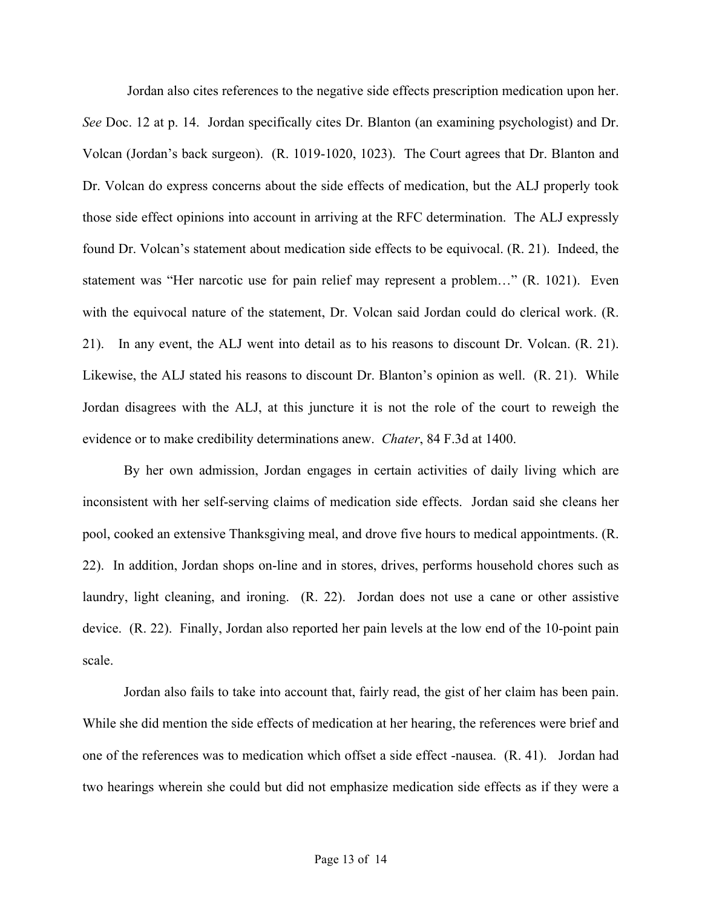Jordan also cites references to the negative side effects prescription medication upon her. *See* Doc. 12 at p. 14. Jordan specifically cites Dr. Blanton (an examining psychologist) and Dr. Volcan (Jordan's back surgeon). (R. 1019-1020, 1023). The Court agrees that Dr. Blanton and Dr. Volcan do express concerns about the side effects of medication, but the ALJ properly took those side effect opinions into account in arriving at the RFC determination. The ALJ expressly found Dr. Volcan's statement about medication side effects to be equivocal. (R. 21). Indeed, the statement was "Her narcotic use for pain relief may represent a problem…" (R. 1021). Even with the equivocal nature of the statement, Dr. Volcan said Jordan could do clerical work. (R. 21). In any event, the ALJ went into detail as to his reasons to discount Dr. Volcan. (R. 21). Likewise, the ALJ stated his reasons to discount Dr. Blanton's opinion as well. (R. 21). While Jordan disagrees with the ALJ, at this juncture it is not the role of the court to reweigh the evidence or to make credibility determinations anew. *Chater*, 84 F.3d at 1400.

By her own admission, Jordan engages in certain activities of daily living which are inconsistent with her self-serving claims of medication side effects. Jordan said she cleans her pool, cooked an extensive Thanksgiving meal, and drove five hours to medical appointments. (R. 22). In addition, Jordan shops on-line and in stores, drives, performs household chores such as laundry, light cleaning, and ironing. (R. 22). Jordan does not use a cane or other assistive device. (R. 22). Finally, Jordan also reported her pain levels at the low end of the 10-point pain scale.

Jordan also fails to take into account that, fairly read, the gist of her claim has been pain. While she did mention the side effects of medication at her hearing, the references were brief and one of the references was to medication which offset a side effect -nausea. (R. 41). Jordan had two hearings wherein she could but did not emphasize medication side effects as if they were a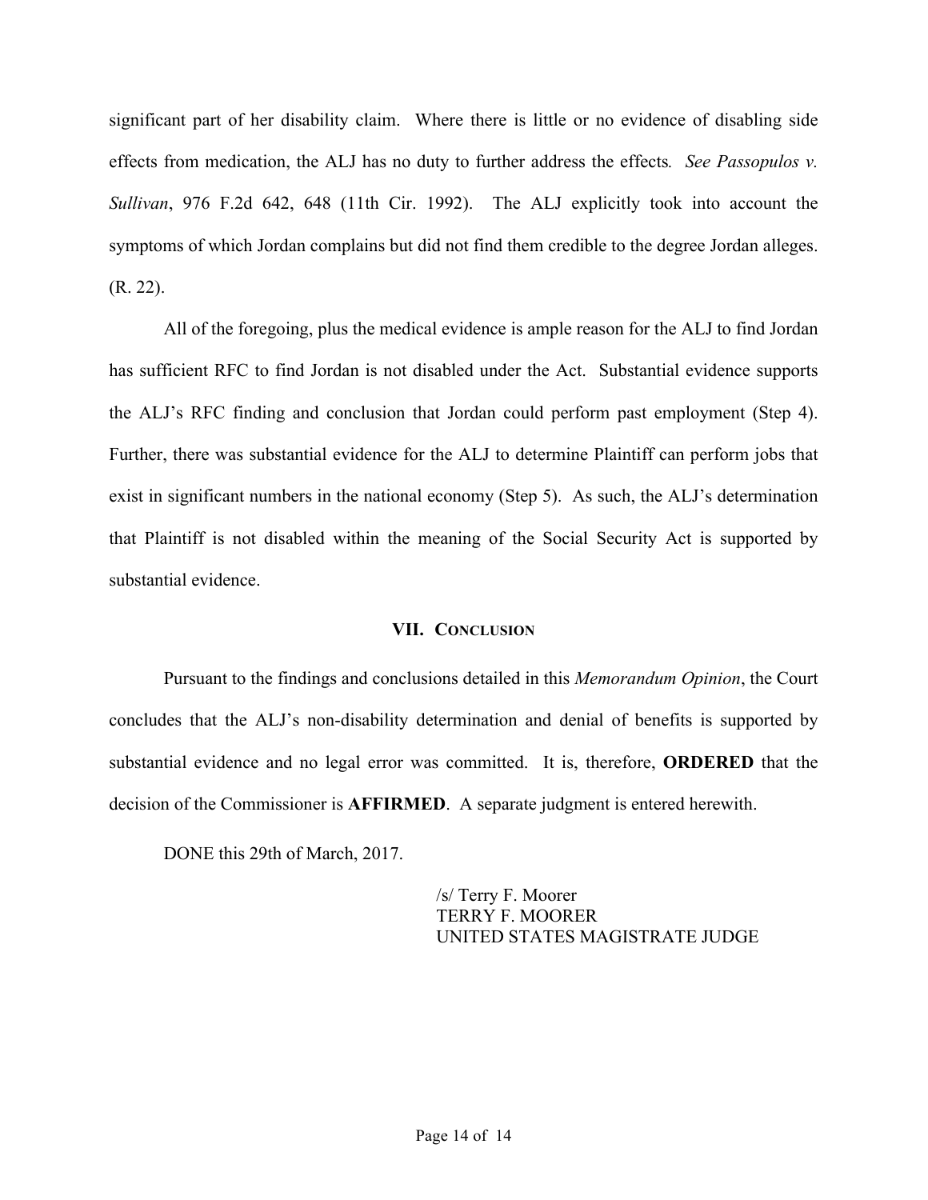significant part of her disability claim. Where there is little or no evidence of disabling side effects from medication, the ALJ has no duty to further address the effects. *See Passopulos v. Sullivan*, 976 F.2d 642, 648 (11th Cir. 1992). The ALJ explicitly took into account the symptoms of which Jordan complains but did not find them credible to the degree Jordan alleges. (R. 22).

All of the foregoing, plus the medical evidence is ample reason for the ALJ to find Jordan has sufficient RFC to find Jordan is not disabled under the Act. Substantial evidence supports the ALJ's RFC finding and conclusion that Jordan could perform past employment (Step 4). Further, there was substantial evidence for the ALJ to determine Plaintiff can perform jobs that exist in significant numbers in the national economy (Step 5). As such, the ALJ's determination that Plaintiff is not disabled within the meaning of the Social Security Act is supported by substantial evidence.

## VII. CONCLUSION

Pursuant to the findings and conclusions detailed in this *Memorandum Opinion*, the Court concludes that the ALJ's non-disability determination and denial of benefits is supported by substantial evidence and no legal error was committed. It is, therefore, **ORDERED** that the decision of the Commissioner is **AFFIRMED**. A separate judgment is entered herewith.

DONE this 29th of March, 2017.

/s/ Terry F. Moorer
TERRY F. MOORER
UNITED STATES MAGISTRATE JUDGE